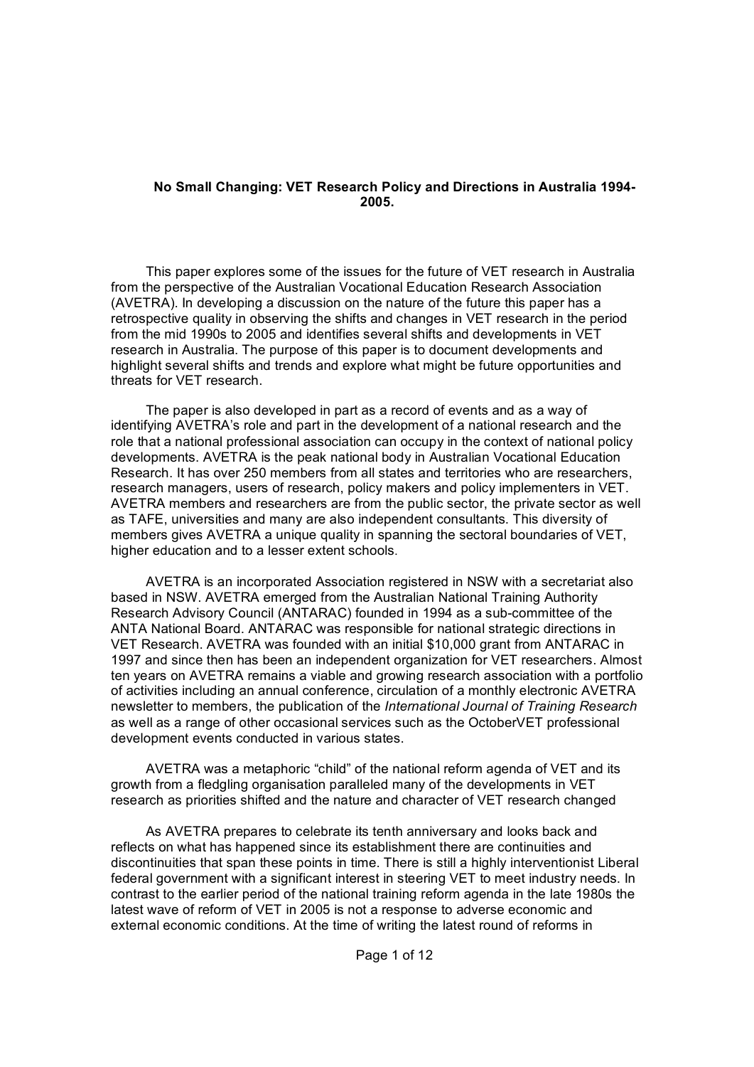# No Small Changing: VET Research Policy and Directions in Australia 1994-2005.

This paper explores some of the issues for the future of VET research in Australia from the perspective of the Australian Vocational Education Research Association (AVETRA). In developing a discussion on the nature of the future this paper has a retrospective quality in observing the shifts and changes in VET research in the period from the mid 1990s to 2005 and identifies several shifts and developments in VET research in Australia. The purpose of this paper is to document developments and highlight several shifts and trends and explore what might be future opportunities and threats for VET research.

The paper is also developed in part as a record of events and as a way of identifying AVETRA's role and part in the development of a national research and the role that a national professional association can occupy in the context of national policy developments. AVETRA is the peak national body in Australian Vocational Education Research. It has over 250 members from all states and territories who are researchers, research managers, users of research, policy makers and policy implementers in VET. AVETRA members and researchers are from the public sector, the private sector as well as TAFE, universities and many are also independent consultants. This diversity of members gives AVETRA a unique quality in spanning the sectoral boundaries of VET, higher education and to a lesser extent schools.

AVETRA is an incorporated Association registered in NSW with a secretariat also based in NSW. AVETRA emerged from the Australian National Training Authority Research Advisory Council (ANTARAC) founded in 1994 as a sub-committee of the ANTA National Board. ANTARAC was responsible for national strategic directions in VET Research. AVETRA was founded with an initial $10,000 grant from ANTARAC in 1997 and since then has been an independent organization for VET researchers. Almost ten years on AVETRA remains a viable and growing research association with a portfolio of activities including an annual conference, circulation of a monthly electronic AVETRA newsletter to members, the publication of the *International Journal of Training Research* as well as a range of other occasional services such as the OctoberVET professional development events conducted in various states.

AVETRA was a metaphoric "child" of the national reform agenda of VET and its growth from a fledgling organisation paralleled many of the developments in VET research as priorities shifted and the nature and character of VET research changed

As AVETRA prepares to celebrate its tenth anniversary and looks back and reflects on what has happened since its establishment there are continuities and discontinuities that span these points in time. There is still a highly interventionist Liberal federal government with a significant interest in steering VET to meet industry needs. In contrast to the earlier period of the national training reform agenda in the late 1980s the latest wave of reform of VET in 2005 is not a response to adverse economic and external economic conditions. At the time of writing the latest round of reforms in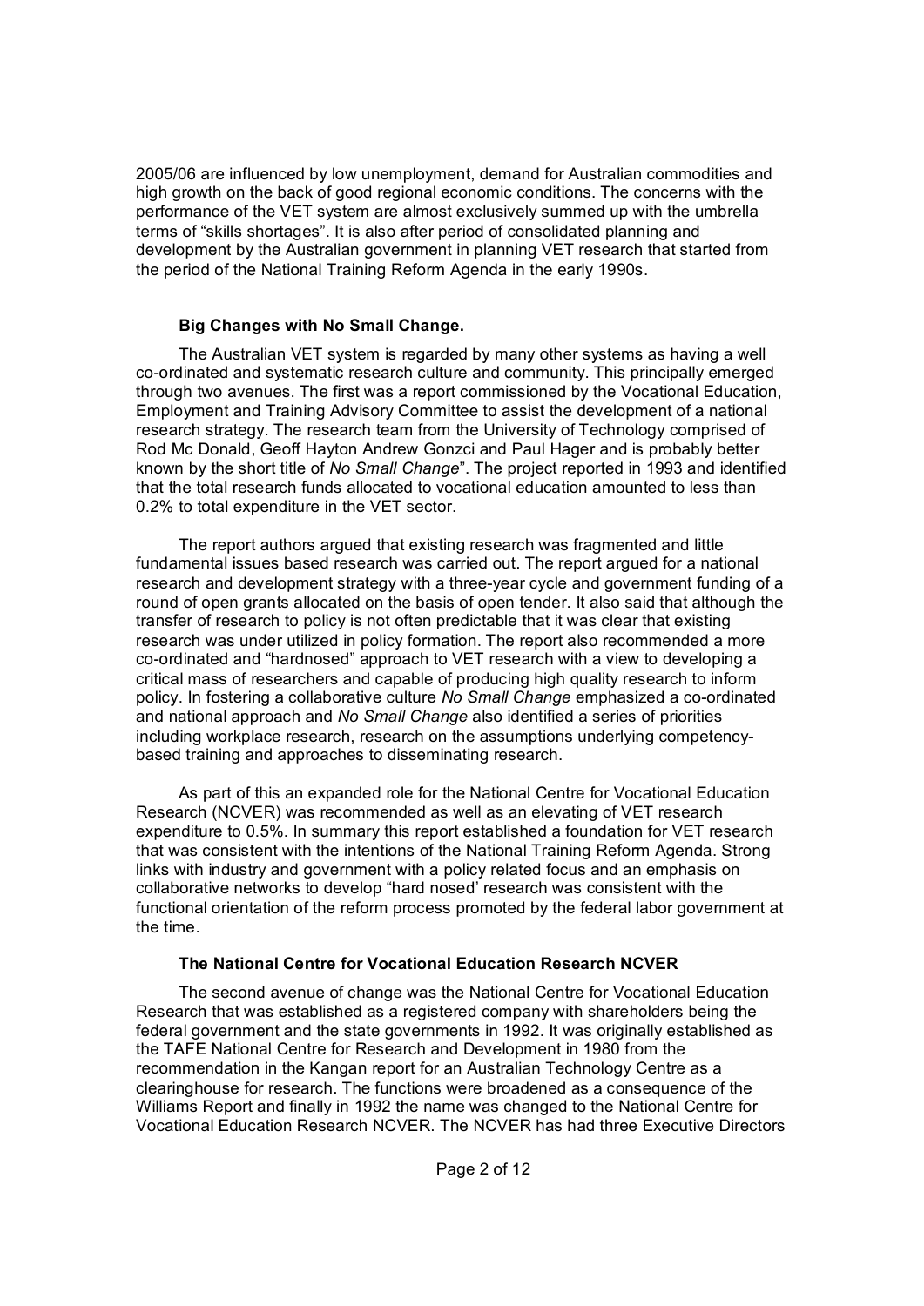2005/06 are influenced by low unemployment, demand for Australian commodities and high growth on the back of good regional economic conditions. The concerns with the performance of the VET system are almost exclusively summed up with the umbrella terms of "skills shortages". It is also after period of consolidated planning and development by the Australian government in planning VET research that started from the period of the National Training Reform Agenda in the early 1990s.

### Big Changes with No Small Change.

The Australian VET system is regarded by many other systems as having a well co-ordinated and systematic research culture and community. This principally emerged through two avenues. The first was a report commissioned by the Vocational Education, Employment and Training Advisory Committee to assist the development of a national research strategy. The research team from the University of Technology comprised of Rod Mc Donald, Geoff Hayton Andrew Gonzci and Paul Hager and is probably better known by the short title of *No Small Change*". The project reported in 1993 and identified that the total research funds allocated to vocational education amounted to less than 0.2% to total expenditure in the VET sector.

The report authors argued that existing research was fragmented and little fundamental issues based research was carried out. The report argued for a national research and development strategy with a three-year cycle and government funding of a round of open grants allocated on the basis of open tender. It also said that although the transfer of research to policy is not often predictable that it was clear that existing research was under utilized in policy formation. The report also recommended a more co-ordinated and "hardnosed" approach to VET research with a view to developing a critical mass of researchers and capable of producing high quality research to inform policy. In fostering a collaborative culture *No Small Change* emphasized a co-ordinated and national approach and *No Small Change* also identified a series of priorities including workplace research, research on the assumptions underlying competency-based training and approaches to disseminating research.

As part of this an expanded role for the National Centre for Vocational Education Research (NCVER) was recommended as well as an elevating of VET research expenditure to 0.5%. In summary this report established a foundation for VET research that was consistent with the intentions of the National Training Reform Agenda. Strong links with industry and government with a policy related focus and an emphasis on collaborative networks to develop "hard nosed' research was consistent with the functional orientation of the reform process promoted by the federal labor government at the time.

### The National Centre for Vocational Education Research NCVER

The second avenue of change was the National Centre for Vocational Education Research that was established as a registered company with shareholders being the federal government and the state governments in 1992. It was originally established as the TAFE National Centre for Research and Development in 1980 from the recommendation in the Kangan report for an Australian Technology Centre as a clearinghouse for research. The functions were broadened as a consequence of the Williams Report and finally in 1992 the name was changed to the National Centre for Vocational Education Research NCVER. The NCVER has had three Executive Directors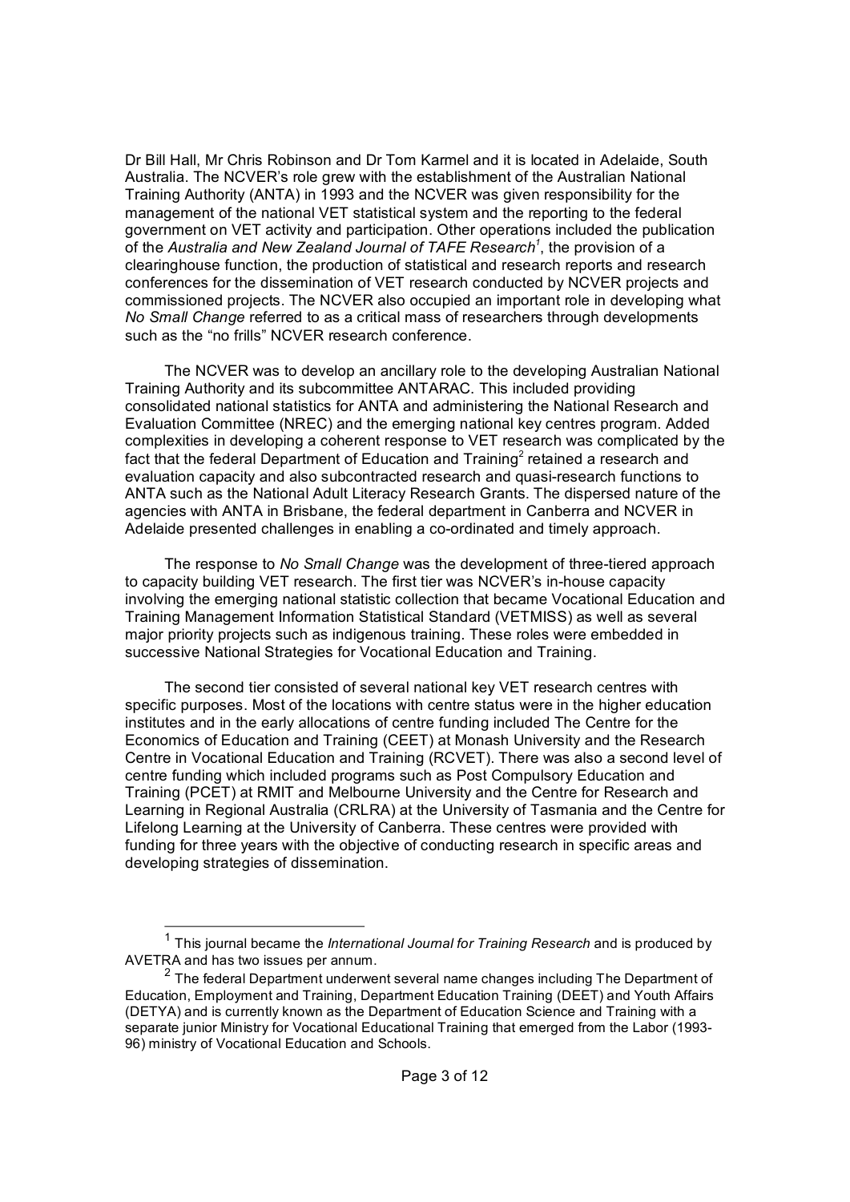Dr Bill Hall, Mr Chris Robinson and Dr Tom Karmel and it is located in Adelaide, South Australia. The NCVER's role grew with the establishment of the Australian National Training Authority (ANTA) in 1993 and the NCVER was given responsibility for the management of the national VET statistical system and the reporting to the federal government on VET activity and participation. Other operations included the publication of the *Australia and New Zealand Journal of TAFE Research*[1], the provision of a clearinghouse function, the production of statistical and research reports and research conferences for the dissemination of VET research conducted by NCVER projects and commissioned projects. The NCVER also occupied an important role in developing what *No Small Change* referred to as a critical mass of researchers through developments such as the "no frills" NCVER research conference.

The NCVER was to develop an ancillary role to the developing Australian National Training Authority and its subcommittee ANTARAC. This included providing consolidated national statistics for ANTA and administering the National Research and Evaluation Committee (NREC) and the emerging national key centres program. Added complexities in developing a coherent response to VET research was complicated by the fact that the federal Department of Education and Training[2] retained a research and evaluation capacity and also subcontracted research and quasi-research functions to ANTA such as the National Adult Literacy Research Grants. The dispersed nature of the agencies with ANTA in Brisbane, the federal department in Canberra and NCVER in Adelaide presented challenges in enabling a co-ordinated and timely approach.

The response to *No Small Change* was the development of three-tiered approach to capacity building VET research. The first tier was NCVER's in-house capacity involving the emerging national statistic collection that became Vocational Education and Training Management Information Statistical Standard (VETMISS) as well as several major priority projects such as indigenous training. These roles were embedded in successive National Strategies for Vocational Education and Training.

The second tier consisted of several national key VET research centres with specific purposes. Most of the locations with centre status were in the higher education institutes and in the early allocations of centre funding included The Centre for the Economics of Education and Training (CEET) at Monash University and the Research Centre in Vocational Education and Training (RCVET). There was also a second level of centre funding which included programs such as Post Compulsory Education and Training (PCET) at RMIT and Melbourne University and the Centre for Research and Learning in Regional Australia (CRLRA) at the University of Tasmania and the Centre for Lifelong Learning at the University of Canberra. These centres were provided with funding for three years with the objective of conducting research in specific areas and developing strategies of dissemination.

---

[1] This journal became the *International Journal for Training Research* and is produced by AVETRA and has two issues per annum.

[2] The federal Department underwent several name changes including The Department of Education, Employment and Training, Department Education Training (DEET) and Youth Affairs (DETYA) and is currently known as the Department of Education Science and Training with a separate junior Ministry for Vocational Educational Training that emerged from the Labor (1993-96) ministry of Vocational Education and Schools.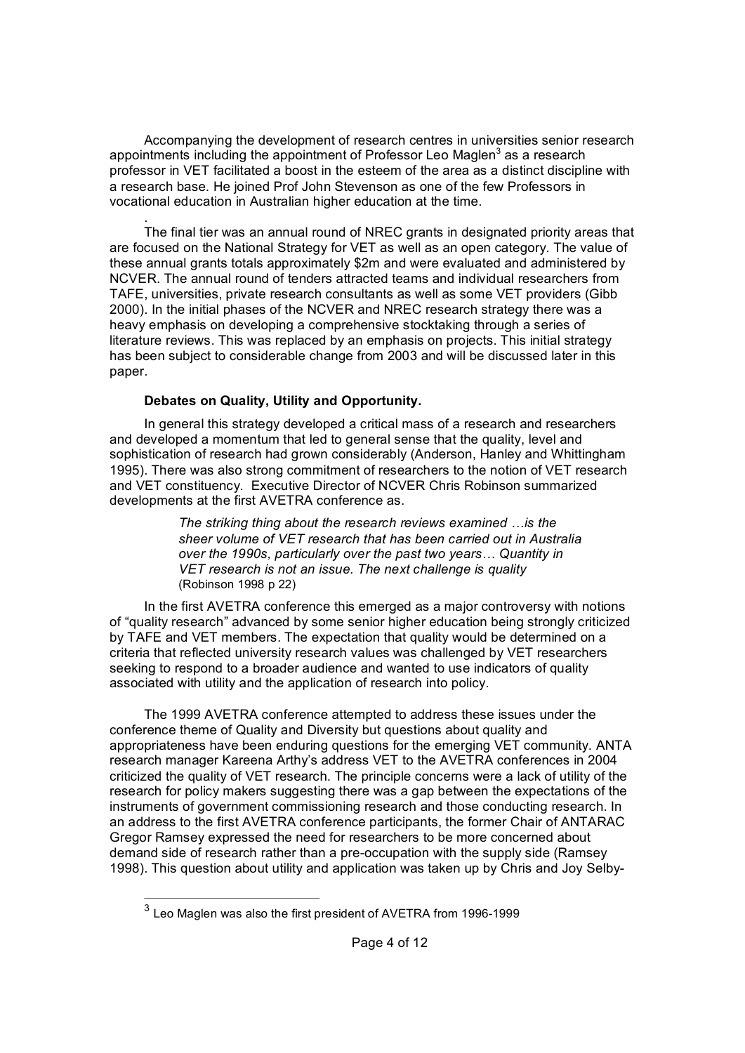Accompanying the development of research centres in universities senior research appointments including the appointment of Professor Leo Maglen[3] as a research professor in VET facilitated a boost in the esteem of the area as a distinct discipline with a research base. He joined Prof John Stevenson as one of the few Professors in vocational education in Australian higher education at the time.

.

The final tier was an annual round of NREC grants in designated priority areas that are focused on the National Strategy for VET as well as an open category. The value of these annual grants totals approximately $2m and were evaluated and administered by NCVER. The annual round of tenders attracted teams and individual researchers from TAFE, universities, private research consultants as well as some VET providers (Gibb 2000). In the initial phases of the NCVER and NREC research strategy there was a heavy emphasis on developing a comprehensive stocktaking through a series of literature reviews. This was replaced by an emphasis on projects. This initial strategy has been subject to considerable change from 2003 and will be discussed later in this paper.

**Debates on Quality, Utility and Opportunity.**

In general this strategy developed a critical mass of a research and researchers and developed a momentum that led to general sense that the quality, level and sophistication of research had grown considerably (Anderson, Hanley and Whittingham 1995). There was also strong commitment of researchers to the notion of VET research and VET constituency. Executive Director of NCVER Chris Robinson summarized developments at the first AVETRA conference as.

> *The striking thing about the research reviews examined …is the sheer volume of VET research that has been carried out in Australia over the 1990s, particularly over the past two years… Quantity in VET research is not an issue. The next challenge is quality*
> (Robinson 1998 p 22)

In the first AVETRA conference this emerged as a major controversy with notions of "quality research" advanced by some senior higher education being strongly criticized by TAFE and VET members. The expectation that quality would be determined on a criteria that reflected university research values was challenged by VET researchers seeking to respond to a broader audience and wanted to use indicators of quality associated with utility and the application of research into policy.

The 1999 AVETRA conference attempted to address these issues under the conference theme of Quality and Diversity but questions about quality and appropriateness have been enduring questions for the emerging VET community. ANTA research manager Kareena Arthy's address VET to the AVETRA conferences in 2004 criticized the quality of VET research. The principle concerns were a lack of utility of the research for policy makers suggesting there was a gap between the expectations of the instruments of government commissioning research and those conducting research. In an address to the first AVETRA conference participants, the former Chair of ANTARAC Gregor Ramsey expressed the need for researchers to be more concerned about demand side of research rather than a pre-occupation with the supply side (Ramsey 1998). This question about utility and application was taken up by Chris and Joy Selby-

---

[3] Leo Maglen was also the first president of AVETRA from 1996-1999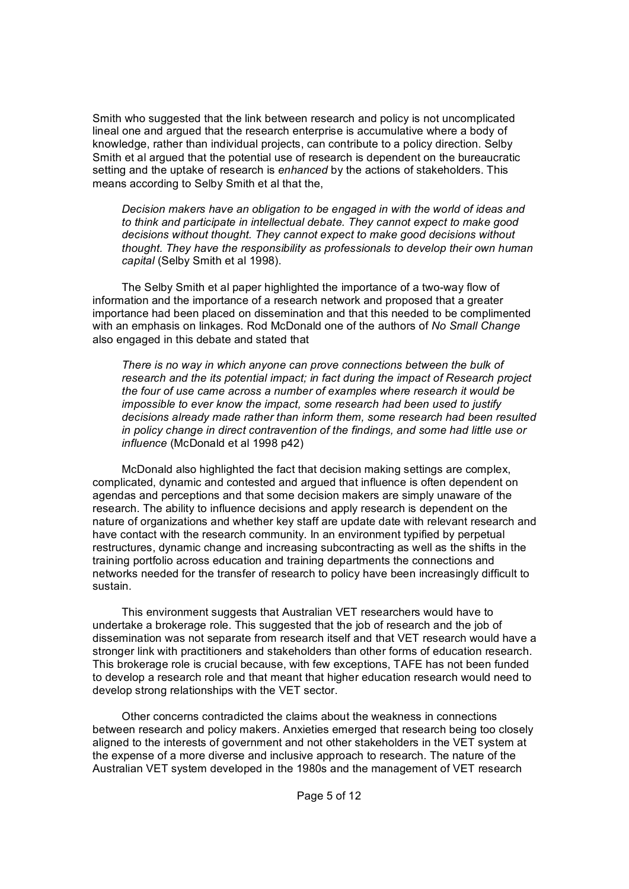Smith who suggested that the link between research and policy is not uncomplicated lineal one and argued that the research enterprise is accumulative where a body of knowledge, rather than individual projects, can contribute to a policy direction. Selby Smith et al argued that the potential use of research is dependent on the bureaucratic setting and the uptake of research is *enhanced* by the actions of stakeholders. This means according to Selby Smith et al that the,

> *Decision makers have an obligation to be engaged in with the world of ideas and to think and participate in intellectual debate. They cannot expect to make good decisions without thought. They cannot expect to make good decisions without thought. They have the responsibility as professionals to develop their own human capital* (Selby Smith et al 1998).

The Selby Smith et al paper highlighted the importance of a two-way flow of information and the importance of a research network and proposed that a greater importance had been placed on dissemination and that this needed to be complimented with an emphasis on linkages. Rod McDonald one of the authors of *No Small Change* also engaged in this debate and stated that

> *There is no way in which anyone can prove connections between the bulk of research and the its potential impact; in fact during the impact of Research project the four of use came across a number of examples where research it would be impossible to ever know the impact, some research had been used to justify decisions already made rather than inform them, some research had been resulted in policy change in direct contravention of the findings, and some had little use or influence* (McDonald et al 1998 p42)

McDonald also highlighted the fact that decision making settings are complex, complicated, dynamic and contested and argued that influence is often dependent on agendas and perceptions and that some decision makers are simply unaware of the research. The ability to influence decisions and apply research is dependent on the nature of organizations and whether key staff are update date with relevant research and have contact with the research community. In an environment typified by perpetual restructures, dynamic change and increasing subcontracting as well as the shifts in the training portfolio across education and training departments the connections and networks needed for the transfer of research to policy have been increasingly difficult to sustain.

This environment suggests that Australian VET researchers would have to undertake a brokerage role. This suggested that the job of research and the job of dissemination was not separate from research itself and that VET research would have a stronger link with practitioners and stakeholders than other forms of education research. This brokerage role is crucial because, with few exceptions, TAFE has not been funded to develop a research role and that meant that higher education research would need to develop strong relationships with the VET sector.

Other concerns contradicted the claims about the weakness in connections between research and policy makers. Anxieties emerged that research being too closely aligned to the interests of government and not other stakeholders in the VET system at the expense of a more diverse and inclusive approach to research. The nature of the Australian VET system developed in the 1980s and the management of VET research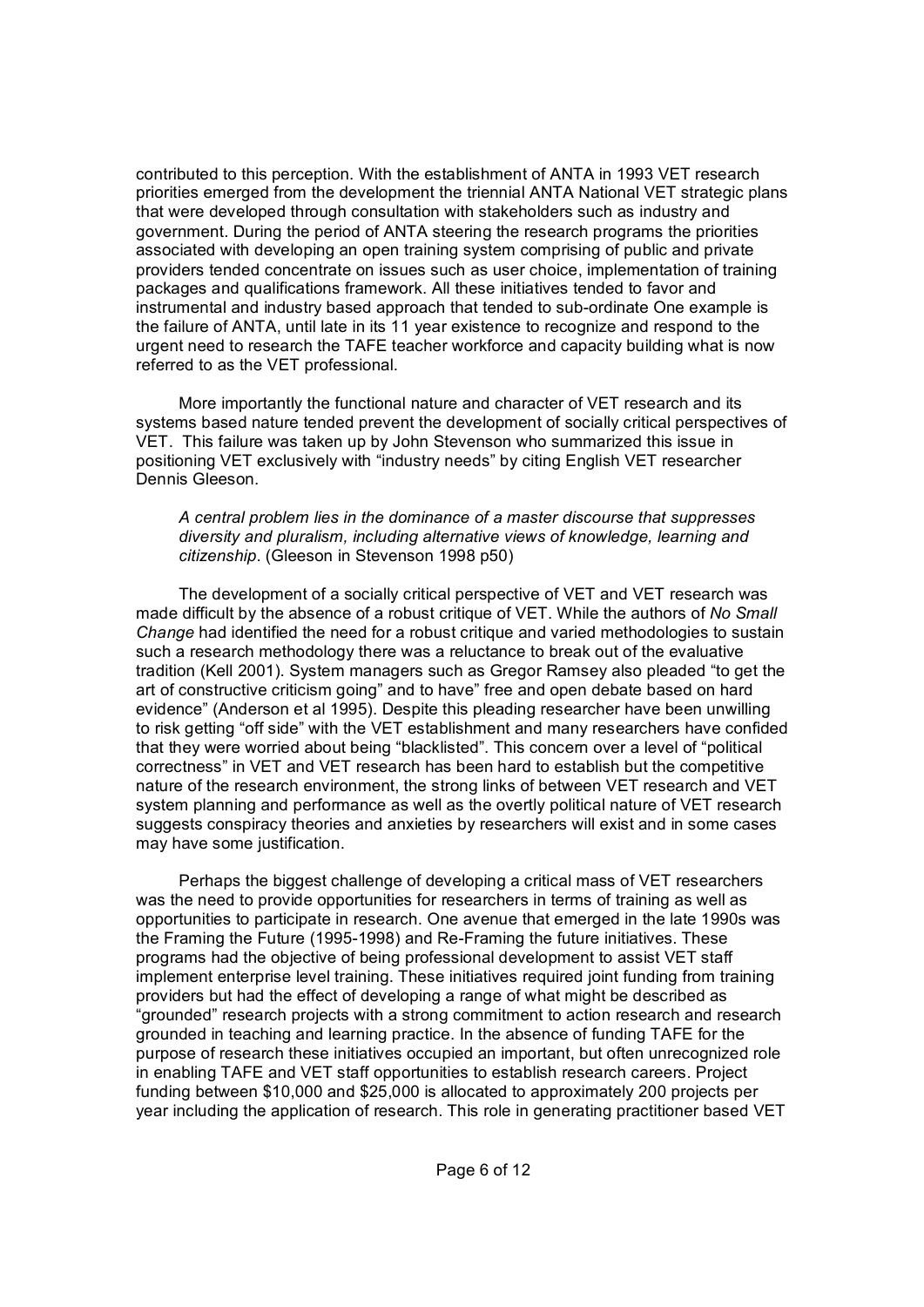contributed to this perception. With the establishment of ANTA in 1993 VET research priorities emerged from the development the triennial ANTA National VET strategic plans that were developed through consultation with stakeholders such as industry and government. During the period of ANTA steering the research programs the priorities associated with developing an open training system comprising of public and private providers tended concentrate on issues such as user choice, implementation of training packages and qualifications framework. All these initiatives tended to favor and instrumental and industry based approach that tended to sub-ordinate One example is the failure of ANTA, until late in its 11 year existence to recognize and respond to the urgent need to research the TAFE teacher workforce and capacity building what is now referred to as the VET professional.

More importantly the functional nature and character of VET research and its systems based nature tended prevent the development of socially critical perspectives of VET. This failure was taken up by John Stevenson who summarized this issue in positioning VET exclusively with "industry needs" by citing English VET researcher Dennis Gleeson.

> *A central problem lies in the dominance of a master discourse that suppresses diversity and pluralism, including alternative views of knowledge, learning and citizenship*. (Gleeson in Stevenson 1998 p50)

The development of a socially critical perspective of VET and VET research was made difficult by the absence of a robust critique of VET. While the authors of *No Small Change* had identified the need for a robust critique and varied methodologies to sustain such a research methodology there was a reluctance to break out of the evaluative tradition (Kell 2001). System managers such as Gregor Ramsey also pleaded "to get the art of constructive criticism going" and to have" free and open debate based on hard evidence" (Anderson et al 1995). Despite this pleading researcher have been unwilling to risk getting "off side" with the VET establishment and many researchers have confided that they were worried about being "blacklisted". This concern over a level of "political correctness" in VET and VET research has been hard to establish but the competitive nature of the research environment, the strong links of between VET research and VET system planning and performance as well as the overtly political nature of VET research suggests conspiracy theories and anxieties by researchers will exist and in some cases may have some justification.

Perhaps the biggest challenge of developing a critical mass of VET researchers was the need to provide opportunities for researchers in terms of training as well as opportunities to participate in research. One avenue that emerged in the late 1990s was the Framing the Future (1995-1998) and Re-Framing the future initiatives. These programs had the objective of being professional development to assist VET staff implement enterprise level training. These initiatives required joint funding from training providers but had the effect of developing a range of what might be described as "grounded" research projects with a strong commitment to action research and research grounded in teaching and learning practice. In the absence of funding TAFE for the purpose of research these initiatives occupied an important, but often unrecognized role in enabling TAFE and VET staff opportunities to establish research careers. Project funding between $10,000 and $25,000 is allocated to approximately 200 projects per year including the application of research. This role in generating practitioner based VET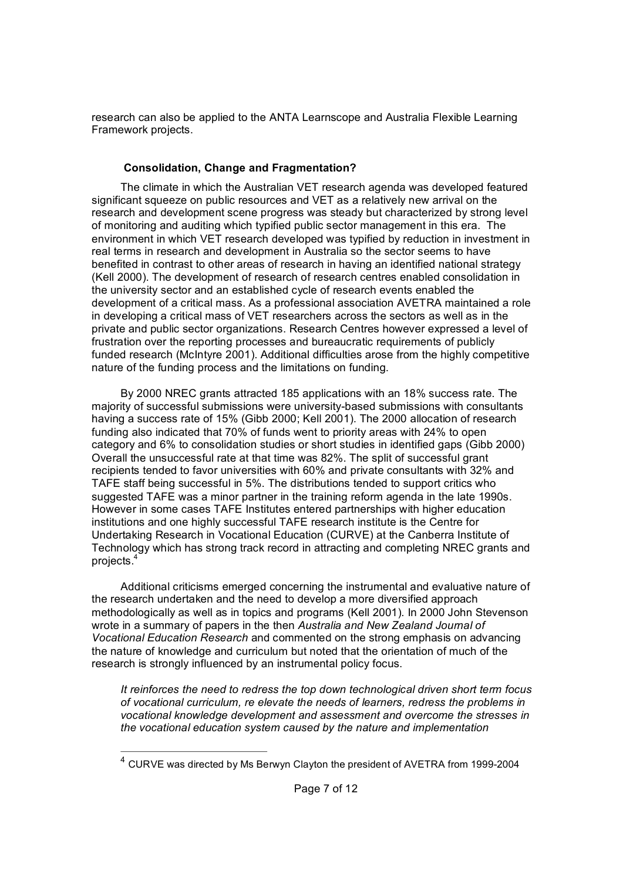research can also be applied to the ANTA Learnscope and Australia Flexible Learning Framework projects.

### Consolidation, Change and Fragmentation?

The climate in which the Australian VET research agenda was developed featured significant squeeze on public resources and VET as a relatively new arrival on the research and development scene progress was steady but characterized by strong level of monitoring and auditing which typified public sector management in this era. The environment in which VET research developed was typified by reduction in investment in real terms in research and development in Australia so the sector seems to have benefited in contrast to other areas of research in having an identified national strategy (Kell 2000). The development of research of research centres enabled consolidation in the university sector and an established cycle of research events enabled the development of a critical mass. As a professional association AVETRA maintained a role in developing a critical mass of VET researchers across the sectors as well as in the private and public sector organizations. Research Centres however expressed a level of frustration over the reporting processes and bureaucratic requirements of publicly funded research (McIntyre 2001). Additional difficulties arose from the highly competitive nature of the funding process and the limitations on funding.

By 2000 NREC grants attracted 185 applications with an 18% success rate. The majority of successful submissions were university-based submissions with consultants having a success rate of 15% (Gibb 2000; Kell 2001). The 2000 allocation of research funding also indicated that 70% of funds went to priority areas with 24% to open category and 6% to consolidation studies or short studies in identified gaps (Gibb 2000) Overall the unsuccessful rate at that time was 82%. The split of successful grant recipients tended to favor universities with 60% and private consultants with 32% and TAFE staff being successful in 5%. The distributions tended to support critics who suggested TAFE was a minor partner in the training reform agenda in the late 1990s. However in some cases TAFE Institutes entered partnerships with higher education institutions and one highly successful TAFE research institute is the Centre for Undertaking Research in Vocational Education (CURVE) at the Canberra Institute of Technology which has strong track record in attracting and completing NREC grants and projects.[4]

Additional criticisms emerged concerning the instrumental and evaluative nature of the research undertaken and the need to develop a more diversified approach methodologically as well as in topics and programs (Kell 2001). In 2000 John Stevenson wrote in a summary of papers in the then *Australia and New Zealand Journal of Vocational Education Research* and commented on the strong emphasis on advancing the nature of knowledge and curriculum but noted that the orientation of much of the research is strongly influenced by an instrumental policy focus.

*It reinforces the need to redress the top down technological driven short term focus of vocational curriculum, re elevate the needs of learners, redress the problems in vocational knowledge development and assessment and overcome the stresses in the vocational education system caused by the nature and implementation*

---

[4] CURVE was directed by Ms Berwyn Clayton the president of AVETRA from 1999-2004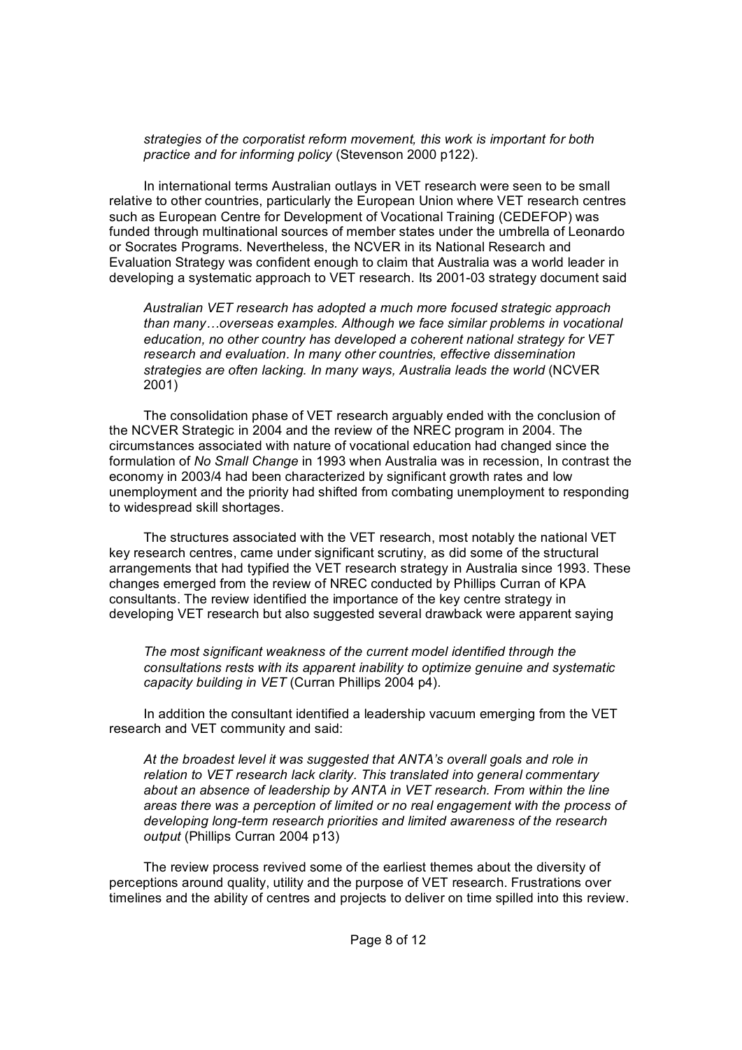*strategies of the corporatist reform movement, this work is important for both practice and for informing policy* (Stevenson 2000 p122).

In international terms Australian outlays in VET research were seen to be small relative to other countries, particularly the European Union where VET research centres such as European Centre for Development of Vocational Training (CEDEFOP) was funded through multinational sources of member states under the umbrella of Leonardo or Socrates Programs. Nevertheless, the NCVER in its National Research and Evaluation Strategy was confident enough to claim that Australia was a world leader in developing a systematic approach to VET research. Its 2001-03 strategy document said

> *Australian VET research has adopted a much more focused strategic approach than many…overseas examples. Although we face similar problems in vocational education, no other country has developed a coherent national strategy for VET research and evaluation. In many other countries, effective dissemination strategies are often lacking. In many ways, Australia leads the world* (NCVER 2001)

The consolidation phase of VET research arguably ended with the conclusion of the NCVER Strategic in 2004 and the review of the NREC program in 2004. The circumstances associated with nature of vocational education had changed since the formulation of *No Small Change* in 1993 when Australia was in recession, In contrast the economy in 2003/4 had been characterized by significant growth rates and low unemployment and the priority had shifted from combating unemployment to responding to widespread skill shortages.

The structures associated with the VET research, most notably the national VET key research centres, came under significant scrutiny, as did some of the structural arrangements that had typified the VET research strategy in Australia since 1993. These changes emerged from the review of NREC conducted by Phillips Curran of KPA consultants. The review identified the importance of the key centre strategy in developing VET research but also suggested several drawback were apparent saying

> *The most significant weakness of the current model identified through the consultations rests with its apparent inability to optimize genuine and systematic capacity building in VET* (Curran Phillips 2004 p4).

In addition the consultant identified a leadership vacuum emerging from the VET research and VET community and said:

> *At the broadest level it was suggested that ANTA's overall goals and role in relation to VET research lack clarity. This translated into general commentary about an absence of leadership by ANTA in VET research. From within the line areas there was a perception of limited or no real engagement with the process of developing long-term research priorities and limited awareness of the research output* (Phillips Curran 2004 p13)

The review process revived some of the earliest themes about the diversity of perceptions around quality, utility and the purpose of VET research. Frustrations over timelines and the ability of centres and projects to deliver on time spilled into this review.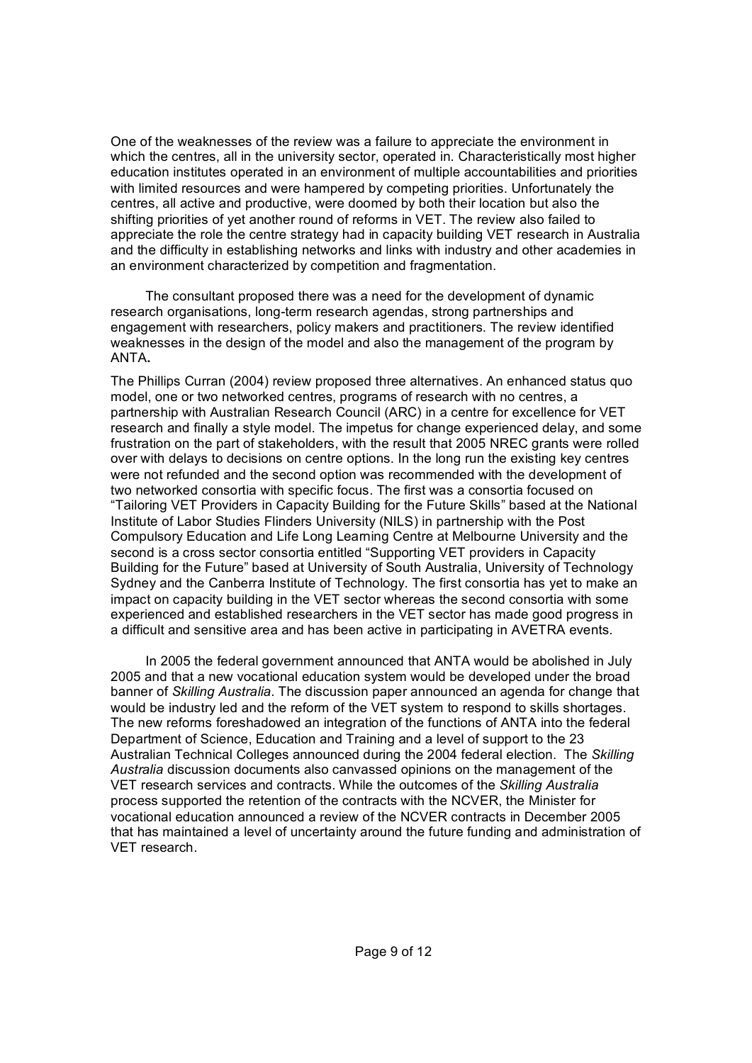One of the weaknesses of the review was a failure to appreciate the environment in which the centres, all in the university sector, operated in. Characteristically most higher education institutes operated in an environment of multiple accountabilities and priorities with limited resources and were hampered by competing priorities. Unfortunately the centres, all active and productive, were doomed by both their location but also the shifting priorities of yet another round of reforms in VET. The review also failed to appreciate the role the centre strategy had in capacity building VET research in Australia and the difficulty in establishing networks and links with industry and other academies in an environment characterized by competition and fragmentation.

The consultant proposed there was a need for the development of dynamic research organisations, long-term research agendas, strong partnerships and engagement with researchers, policy makers and practitioners. The review identified weaknesses in the design of the model and also the management of the program by ANTA**.**

The Phillips Curran (2004) review proposed three alternatives. An enhanced status quo model, one or two networked centres, programs of research with no centres, a partnership with Australian Research Council (ARC) in a centre for excellence for VET research and finally a style model. The impetus for change experienced delay, and some frustration on the part of stakeholders, with the result that 2005 NREC grants were rolled over with delays to decisions on centre options. In the long run the existing key centres were not refunded and the second option was recommended with the development of two networked consortia with specific focus. The first was a consortia focused on "Tailoring VET Providers in Capacity Building for the Future Skills" based at the National Institute of Labor Studies Flinders University (NILS) in partnership with the Post Compulsory Education and Life Long Learning Centre at Melbourne University and the second is a cross sector consortia entitled "Supporting VET providers in Capacity Building for the Future" based at University of South Australia, University of Technology Sydney and the Canberra Institute of Technology. The first consortia has yet to make an impact on capacity building in the VET sector whereas the second consortia with some experienced and established researchers in the VET sector has made good progress in a difficult and sensitive area and has been active in participating in AVETRA events.

In 2005 the federal government announced that ANTA would be abolished in July 2005 and that a new vocational education system would be developed under the broad banner of *Skilling Australia*. The discussion paper announced an agenda for change that would be industry led and the reform of the VET system to respond to skills shortages. The new reforms foreshadowed an integration of the functions of ANTA into the federal Department of Science, Education and Training and a level of support to the 23 Australian Technical Colleges announced during the 2004 federal election. The *Skilling Australia* discussion documents also canvassed opinions on the management of the VET research services and contracts. While the outcomes of the *Skilling Australia* process supported the retention of the contracts with the NCVER, the Minister for vocational education announced a review of the NCVER contracts in December 2005 that has maintained a level of uncertainty around the future funding and administration of VET research.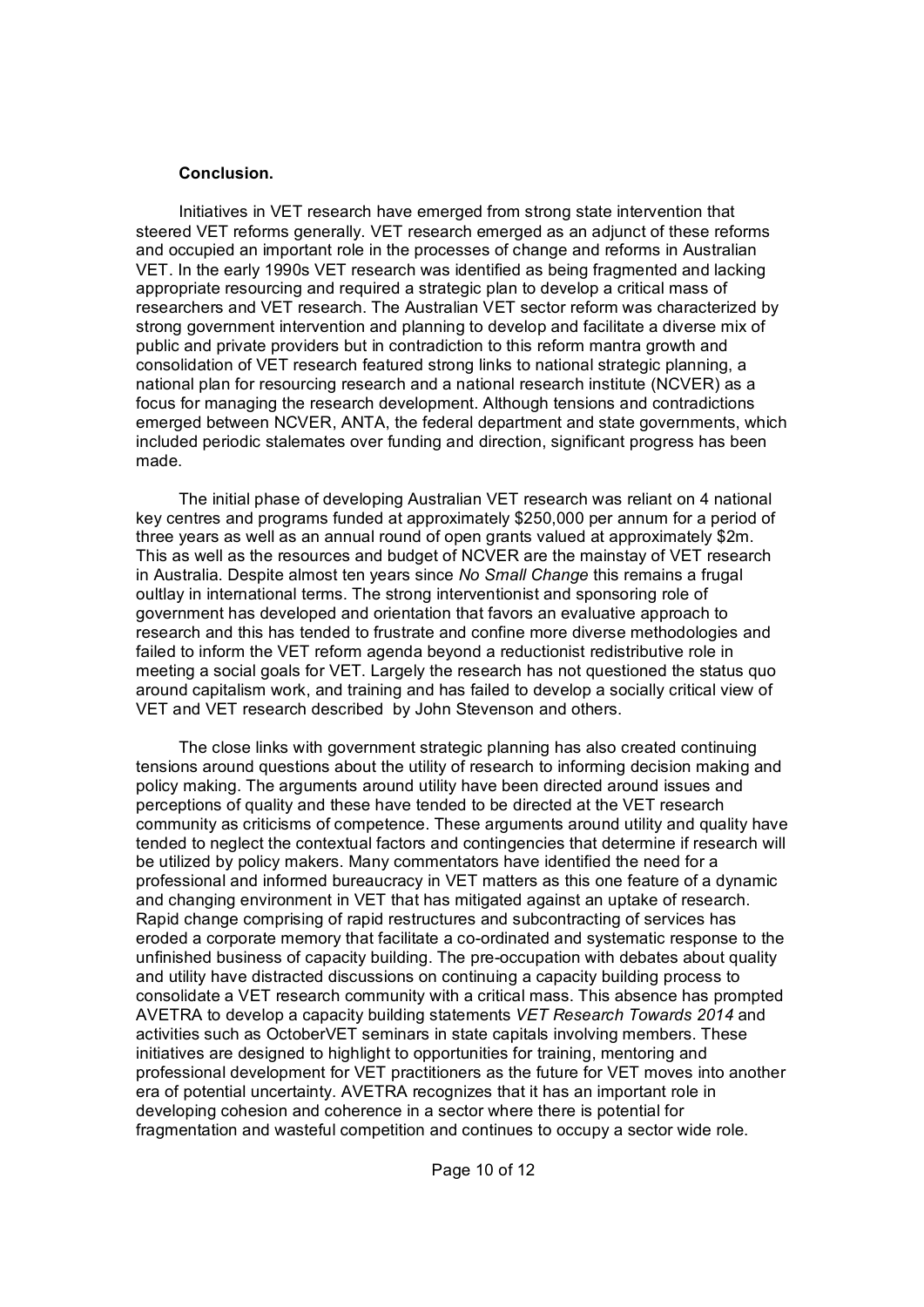**Conclusion.**

Initiatives in VET research have emerged from strong state intervention that steered VET reforms generally. VET research emerged as an adjunct of these reforms and occupied an important role in the processes of change and reforms in Australian VET. In the early 1990s VET research was identified as being fragmented and lacking appropriate resourcing and required a strategic plan to develop a critical mass of researchers and VET research. The Australian VET sector reform was characterized by strong government intervention and planning to develop and facilitate a diverse mix of public and private providers but in contradiction to this reform mantra growth and consolidation of VET research featured strong links to national strategic planning, a national plan for resourcing research and a national research institute (NCVER) as a focus for managing the research development. Although tensions and contradictions emerged between NCVER, ANTA, the federal department and state governments, which included periodic stalemates over funding and direction, significant progress has been made.

The initial phase of developing Australian VET research was reliant on 4 national key centres and programs funded at approximately $250,000 per annum for a period of three years as well as an annual round of open grants valued at approximately $2m. This as well as the resources and budget of NCVER are the mainstay of VET research in Australia. Despite almost ten years since *No Small Change* this remains a frugal oultlay in international terms. The strong interventionist and sponsoring role of government has developed and orientation that favors an evaluative approach to research and this has tended to frustrate and confine more diverse methodologies and failed to inform the VET reform agenda beyond a reductionist redistributive role in meeting a social goals for VET. Largely the research has not questioned the status quo around capitalism work, and training and has failed to develop a socially critical view of VET and VET research described by John Stevenson and others.

The close links with government strategic planning has also created continuing tensions around questions about the utility of research to informing decision making and policy making. The arguments around utility have been directed around issues and perceptions of quality and these have tended to be directed at the VET research community as criticisms of competence. These arguments around utility and quality have tended to neglect the contextual factors and contingencies that determine if research will be utilized by policy makers. Many commentators have identified the need for a professional and informed bureaucracy in VET matters as this one feature of a dynamic and changing environment in VET that has mitigated against an uptake of research. Rapid change comprising of rapid restructures and subcontracting of services has eroded a corporate memory that facilitate a co-ordinated and systematic response to the unfinished business of capacity building. The pre-occupation with debates about quality and utility have distracted discussions on continuing a capacity building process to consolidate a VET research community with a critical mass. This absence has prompted AVETRA to develop a capacity building statements *VET Research Towards 2014* and activities such as OctoberVET seminars in state capitals involving members. These initiatives are designed to highlight to opportunities for training, mentoring and professional development for VET practitioners as the future for VET moves into another era of potential uncertainty. AVETRA recognizes that it has an important role in developing cohesion and coherence in a sector where there is potential for fragmentation and wasteful competition and continues to occupy a sector wide role.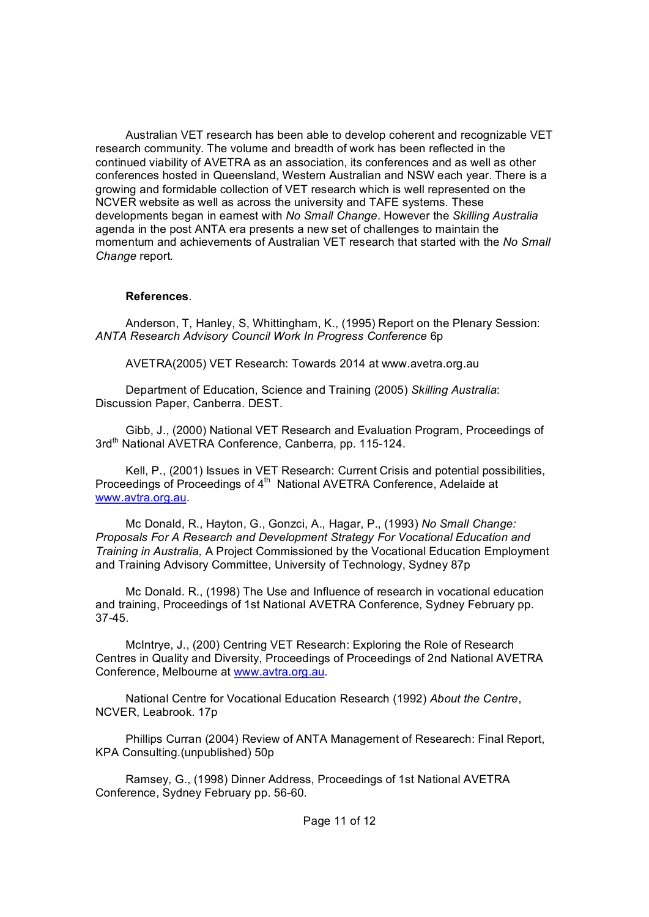Australian VET research has been able to develop coherent and recognizable VET research community. The volume and breadth of work has been reflected in the continued viability of AVETRA as an association, its conferences and as well as other conferences hosted in Queensland, Western Australian and NSW each year. There is a growing and formidable collection of VET research which is well represented on the NCVER website as well as across the university and TAFE systems. These developments began in earnest with *No Small Change*. However the *Skilling Australia* agenda in the post ANTA era presents a new set of challenges to maintain the momentum and achievements of Australian VET research that started with the *No Small Change* report.

**References**.

Anderson, T, Hanley, S, Whittingham, K., (1995) Report on the Plenary Session: *ANTA Research Advisory Council Work In Progress Conference* 6p

AVETRA(2005) VET Research: Towards 2014 at www.avetra.org.au

Department of Education, Science and Training (2005) *Skilling Australia*: Discussion Paper, Canberra. DEST.

Gibb, J., (2000) National VET Research and Evaluation Program, Proceedings of 3rd[th] National AVETRA Conference, Canberra, pp. 115-124.

Kell, P., (2001) Issues in VET Research: Current Crisis and potential possibilities, Proceedings of Proceedings of 4[th] National AVETRA Conference, Adelaide at www.avtra.org.au.

Mc Donald, R., Hayton, G., Gonzci, A., Hagar, P., (1993) *No Small Change: Proposals For A Research and Development Strategy For Vocational Education and Training in Australia,* A Project Commissioned by the Vocational Education Employment and Training Advisory Committee, University of Technology, Sydney 87p

Mc Donald. R., (1998) The Use and Influence of research in vocational education and training, Proceedings of 1st National AVETRA Conference, Sydney February pp. 37-45.

McIntrye, J., (200) Centring VET Research: Exploring the Role of Research Centres in Quality and Diversity, Proceedings of Proceedings of 2nd National AVETRA Conference, Melbourne at www.avtra.org.au.

National Centre for Vocational Education Research (1992) *About the Centre*, NCVER, Leabrook. 17p

Phillips Curran (2004) Review of ANTA Management of Researech: Final Report, KPA Consulting.(unpublished) 50p

Ramsey, G., (1998) Dinner Address, Proceedings of 1st National AVETRA Conference, Sydney February pp. 56-60.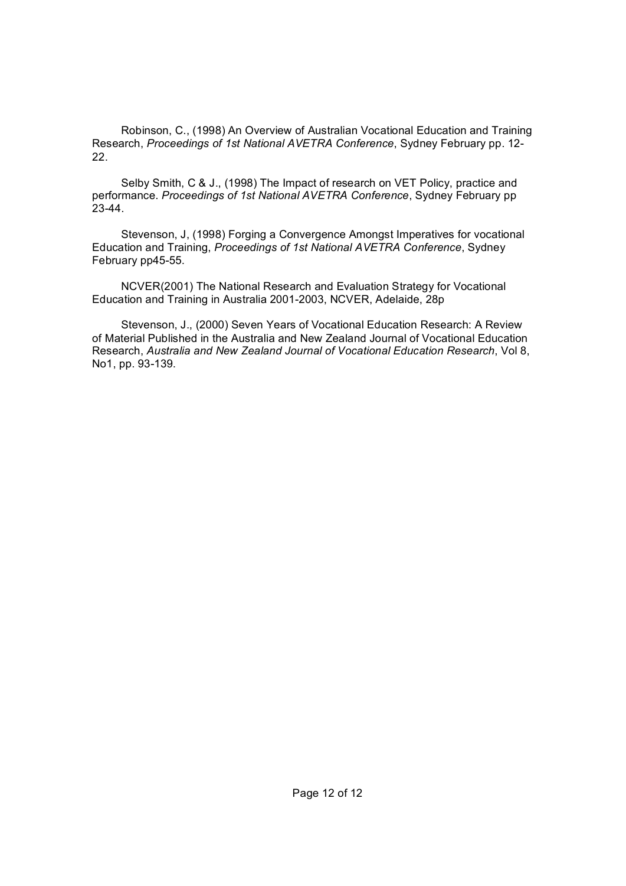Robinson, C., (1998) An Overview of Australian Vocational Education and Training Research, *Proceedings of 1st National AVETRA Conference*, Sydney February pp. 12-22.

Selby Smith, C & J., (1998) The Impact of research on VET Policy, practice and performance. *Proceedings of 1st National AVETRA Conference*, Sydney February pp 23-44.

Stevenson, J, (1998) Forging a Convergence Amongst Imperatives for vocational Education and Training, *Proceedings of 1st National AVETRA Conference*, Sydney February pp45-55.

NCVER(2001) The National Research and Evaluation Strategy for Vocational Education and Training in Australia 2001-2003, NCVER, Adelaide, 28p

Stevenson, J., (2000) Seven Years of Vocational Education Research: A Review of Material Published in the Australia and New Zealand Journal of Vocational Education Research, *Australia and New Zealand Journal of Vocational Education Research*, Vol 8, No1, pp. 93-139.